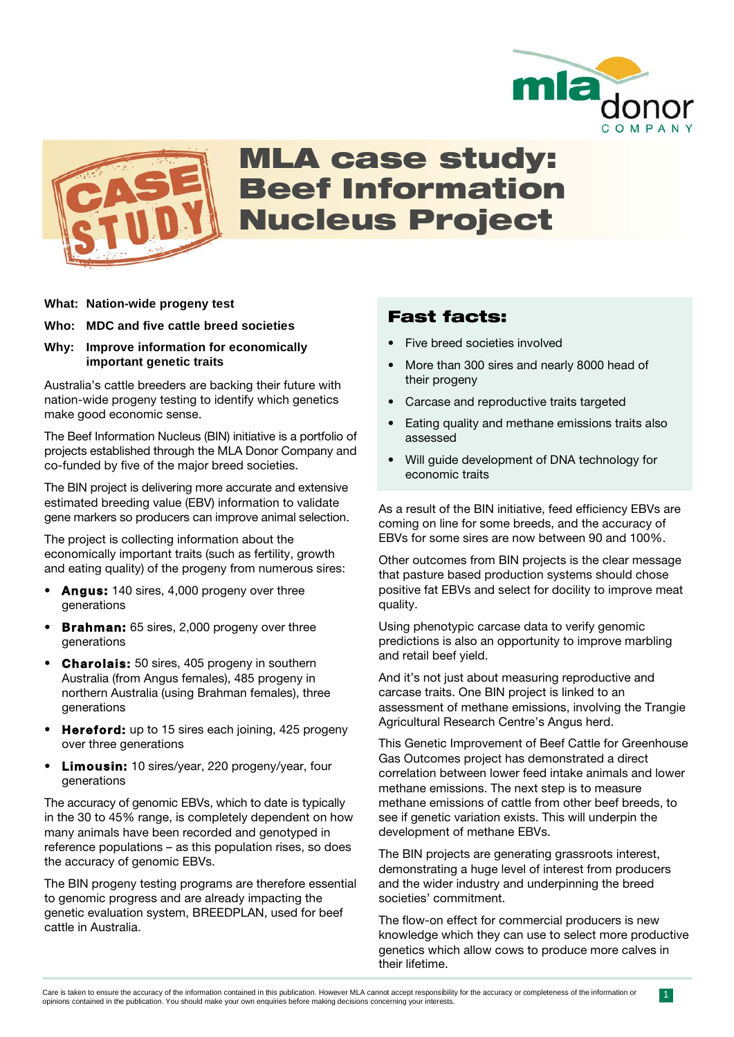# MLA case study: Beef Information Nucleus Project

**What:** **Nation-wide progeny test**

**Who:** **MDC and five cattle breed societies**

**Why:** **Improve information for economically important genetic traits**

Australia's cattle breeders are backing their future with nation-wide progeny testing to identify which genetics make good economic sense.

The Beef Information Nucleus (BIN) initiative is a portfolio of projects established through the MLA Donor Company and co-funded by five of the major breed societies.

The BIN project is delivering more accurate and extensive estimated breeding value (EBV) information to validate gene markers so producers can improve animal selection.

The project is collecting information about the economically important traits (such as fertility, growth and eating quality) of the progeny from numerous sires:

- **Angus:** 140 sires, 4,000 progeny over three generations
- **Brahman:** 65 sires, 2,000 progeny over three generations
- **Charolais:** 50 sires, 405 progeny in southern Australia (from Angus females), 485 progeny in northern Australia (using Brahman females), three generations
- **Hereford:** up to 15 sires each joining, 425 progeny over three generations
- **Limousin:** 10 sires/year, 220 progeny/year, four generations

The accuracy of genomic EBVs, which to date is typically in the 30 to 45% range, is completely dependent on how many animals have been recorded and genotyped in reference populations – as this population rises, so does the accuracy of genomic EBVs.

The BIN progeny testing programs are therefore essential to genomic progress and are already impacting the genetic evaluation system, BREEDPLAN, used for beef cattle in Australia.

## Fast facts:

- Five breed societies involved
- More than 300 sires and nearly 8000 head of their progeny
- Carcase and reproductive traits targeted
- Eating quality and methane emissions traits also assessed
- Will guide development of DNA technology for economic traits

As a result of the BIN initiative, feed efficiency EBVs are coming on line for some breeds, and the accuracy of EBVs for some sires are now between 90 and 100%.

Other outcomes from BIN projects is the clear message that pasture based production systems should chose positive fat EBVs and select for docility to improve meat quality.

Using phenotypic carcase data to verify genomic predictions is also an opportunity to improve marbling and retail beef yield.

And it's not just about measuring reproductive and carcase traits. One BIN project is linked to an assessment of methane emissions, involving the Trangie Agricultural Research Centre's Angus herd.

This Genetic Improvement of Beef Cattle for Greenhouse Gas Outcomes project has demonstrated a direct correlation between lower feed intake animals and lower methane emissions. The next step is to measure methane emissions of cattle from other beef breeds, to see if genetic variation exists. This will underpin the development of methane EBVs.

The BIN projects are generating grassroots interest, demonstrating a huge level of interest from producers and the wider industry and underpinning the breed societies' commitment.

The flow-on effect for commercial producers is new knowledge which they can use to select more productive genetics which allow cows to produce more calves in their lifetime.

Care is taken to ensure the accuracy of the information contained in this publication. However MLA cannot accept responsibility for the accuracy or completeness of the information or opinions contained in the publication. You should make your own enquiries before making decisions concerning your interests.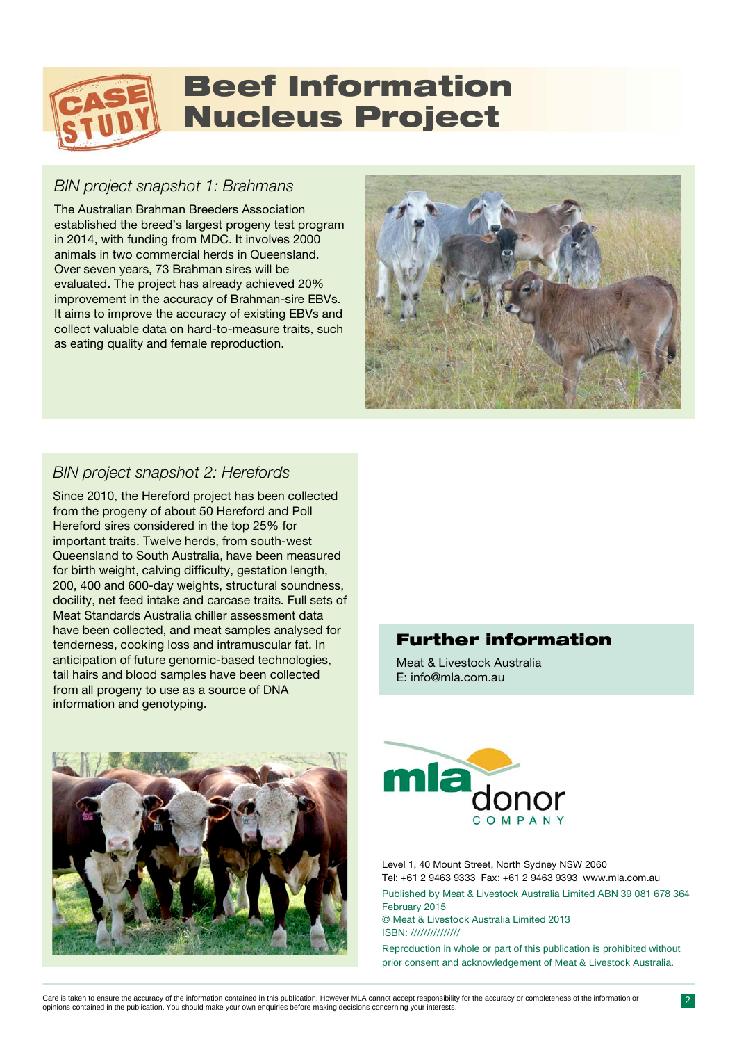# Beef Information Nucleus Project

CASE STUDY

### *BIN project snapshot 1: Brahmans*

The Australian Brahman Breeders Association established the breed's largest progeny test program in 2014, with funding from MDC. It involves 2000 animals in two commercial herds in Queensland. Over seven years, 73 Brahman sires will be evaluated. The project has already achieved 20% improvement in the accuracy of Brahman-sire EBVs. It aims to improve the accuracy of existing EBVs and collect valuable data on hard-to-measure traits, such as eating quality and female reproduction.

### *BIN project snapshot 2: Herefords*

Since 2010, the Hereford project has been collected from the progeny of about 50 Hereford and Poll Hereford sires considered in the top 25% for important traits. Twelve herds, from south-west Queensland to South Australia, have been measured for birth weight, calving difficulty, gestation length, 200, 400 and 600-day weights, structural soundness, docility, net feed intake and carcase traits. Full sets of Meat Standards Australia chiller assessment data have been collected, and meat samples analysed for tenderness, cooking loss and intramuscular fat. In anticipation of future genomic-based technologies, tail hairs and blood samples have been collected from all progeny to use as a source of DNA information and genotyping.

## Further information

Meat & Livestock Australia
E: info@mla.com.au

mla donor COMPANY

Level 1, 40 Mount Street, North Sydney NSW 2060
Tel: +61 2 9463 9333 Fax: +61 2 9463 9393 www.mla.com.au
Published by Meat & Livestock Australia Limited ABN 39 081 678 364
February 2015
© Meat & Livestock Australia Limited 2013
ISBN: //////////////

Reproduction in whole or part of this publication is prohibited without prior consent and acknowledgement of Meat & Livestock Australia.

Care is taken to ensure the accuracy of the information contained in this publication. However MLA cannot accept responsibility for the accuracy or completeness of the information or opinions contained in the publication. You should make your own enquiries before making decisions concerning your interests.